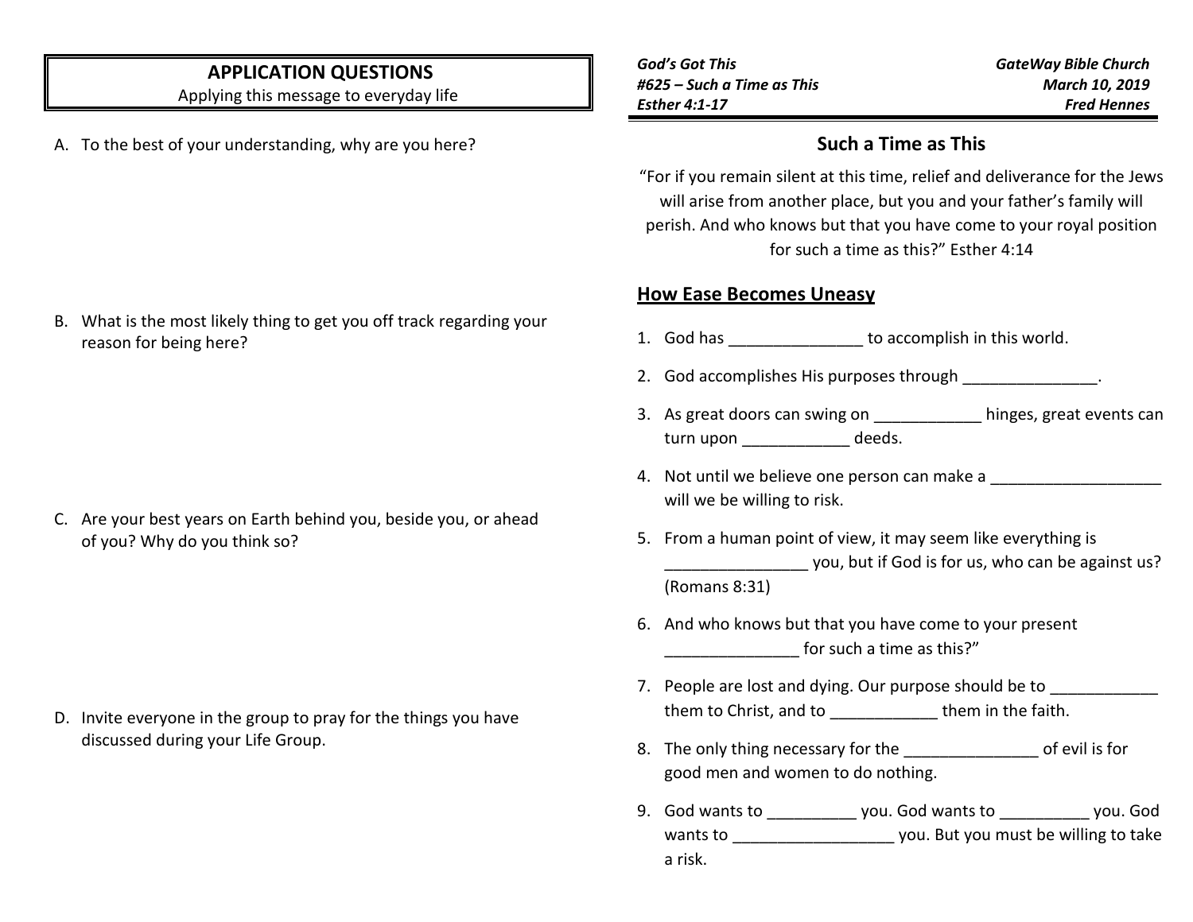## APPLICATION QUESTIONS

Applying this message to everyday life

A. To the best of your understanding, why are you here?

B. What is the most likely thing to get you off track regarding your reason for being here?

C. Are your best years on Earth behind you, beside you, or ahead of you? Why do you think so?

D. Invite everyone in the group to pray for the things you have discussed during your Life Group.

***God's Got This***
***#625 – Such a Time as This***
***Esther 4:1-17***

***GateWay Bible Church***
***March 10, 2019***
***Fred Hennes***

## Such a Time as This

"For if you remain silent at this time, relief and deliverance for the Jews will arise from another place, but you and your father's family will perish. And who knows but that you have come to your royal position for such a time as this?" Esther 4:14

### How Ease Becomes Uneasy

1. God has _______________ to accomplish in this world.
2. God accomplishes His purposes through _______________.
3. As great doors can swing on ____________ hinges, great events can turn upon ____________ deeds.
4. Not until we believe one person can make a ___________________ will we be willing to risk.
5. From a human point of view, it may seem like everything is ________________ you, but if God is for us, who can be against us? (Romans 8:31)
6. And who knows but that you have come to your present _______________ for such a time as this?"
7. People are lost and dying. Our purpose should be to ____________ them to Christ, and to ____________ them in the faith.
8. The only thing necessary for the _______________ of evil is for good men and women to do nothing.
9. God wants to __________ you. God wants to __________ you. God wants to __________________ you. But you must be willing to take a risk.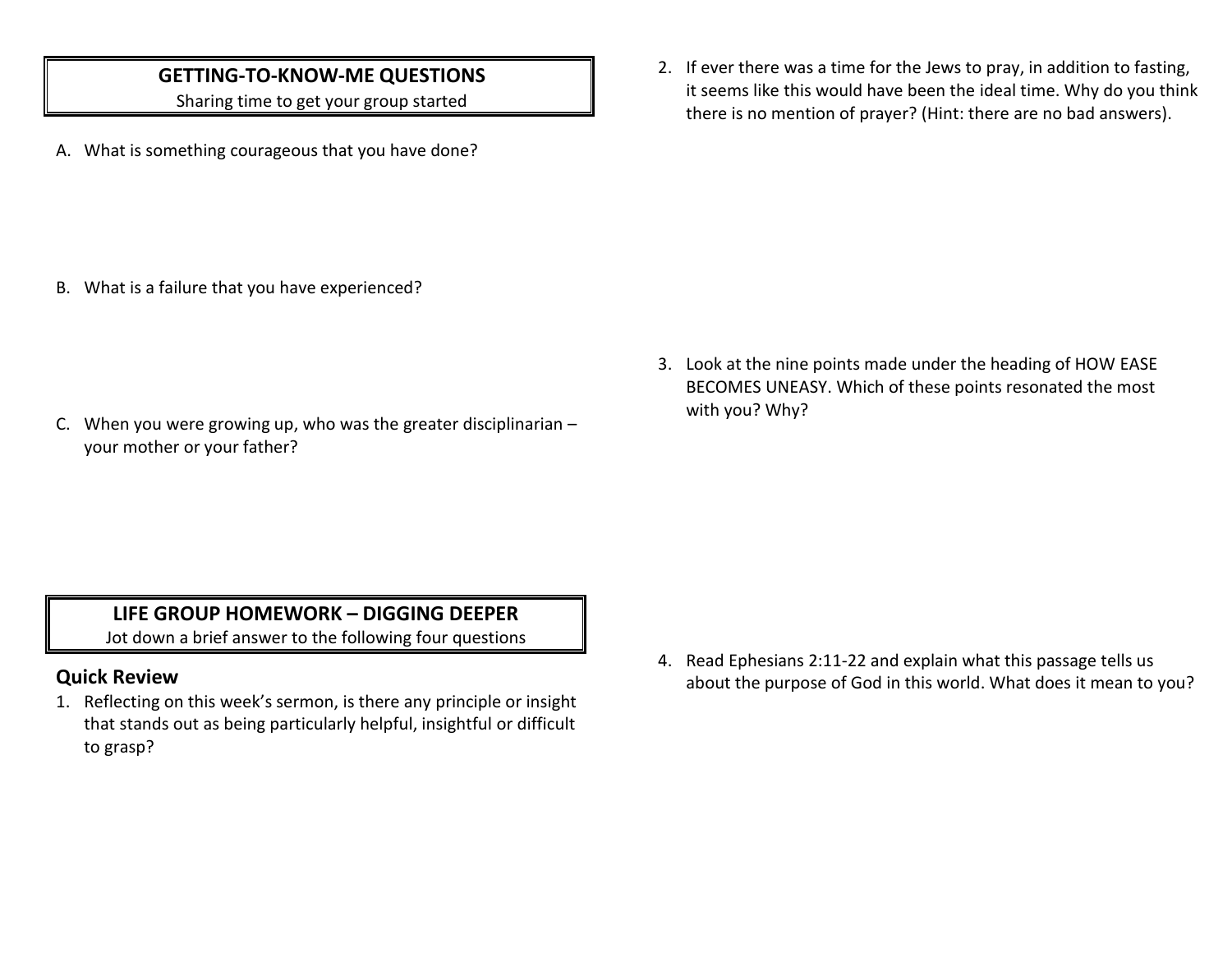## GETTING-TO-KNOW-ME QUESTIONS

Sharing time to get your group started

A. What is something courageous that you have done?

B. What is a failure that you have experienced?

C. When you were growing up, who was the greater disciplinarian – your mother or your father?

## LIFE GROUP HOMEWORK – DIGGING DEEPER

Jot down a brief answer to the following four questions

### Quick Review

1. Reflecting on this week's sermon, is there any principle or insight that stands out as being particularly helpful, insightful or difficult to grasp?

2. If ever there was a time for the Jews to pray, in addition to fasting, it seems like this would have been the ideal time. Why do you think there is no mention of prayer? (Hint: there are no bad answers).

3. Look at the nine points made under the heading of HOW EASE BECOMES UNEASY. Which of these points resonated the most with you? Why?

4. Read Ephesians 2:11-22 and explain what this passage tells us about the purpose of God in this world. What does it mean to you?